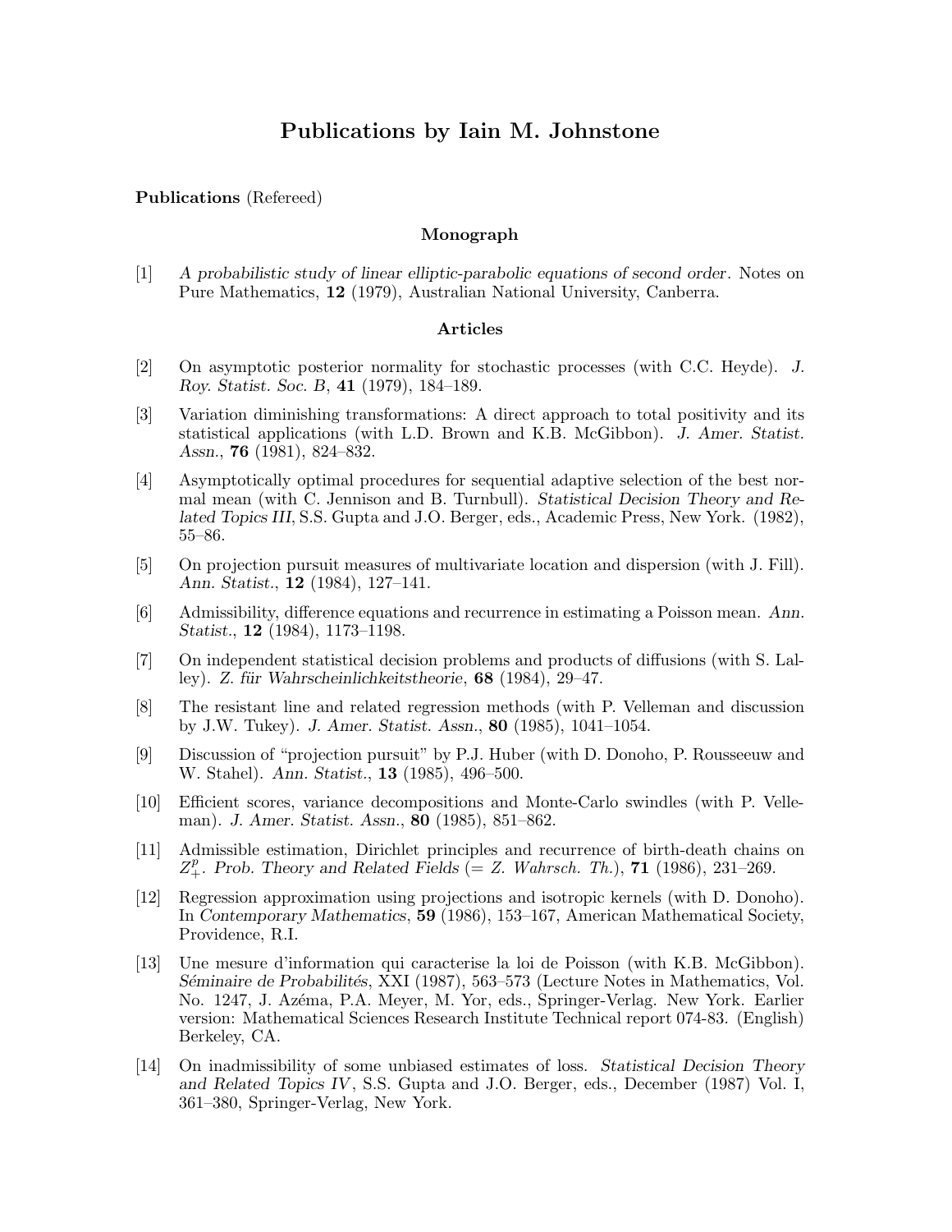# Publications by Iain M. Johnstone

**Publications** (Refereed)

### Monograph

[1] *A probabilistic study of linear elliptic-parabolic equations of second order*. Notes on Pure Mathematics, **12** (1979), Australian National University, Canberra.

### Articles

[2] On asymptotic posterior normality for stochastic processes (with C.C. Heyde). *J. Roy. Statist. Soc. B*, **41** (1979), 184–189.

[3] Variation diminishing transformations: A direct approach to total positivity and its statistical applications (with L.D. Brown and K.B. McGibbon). *J. Amer. Statist. Assn.*, **76** (1981), 824–832.

[4] Asymptotically optimal procedures for sequential adaptive selection of the best normal mean (with C. Jennison and B. Turnbull). *Statistical Decision Theory and Related Topics III*, S.S. Gupta and J.O. Berger, eds., Academic Press, New York. (1982), 55–86.

[5] On projection pursuit measures of multivariate location and dispersion (with J. Fill). *Ann. Statist.*, **12** (1984), 127–141.

[6] Admissibility, difference equations and recurrence in estimating a Poisson mean. *Ann. Statist.*, **12** (1984), 1173–1198.

[7] On independent statistical decision problems and products of diffusions (with S. Lalley). *Z. für Wahrscheinlichkeitstheorie*, **68** (1984), 29–47.

[8] The resistant line and related regression methods (with P. Velleman and discussion by J.W. Tukey). *J. Amer. Statist. Assn.*, **80** (1985), 1041–1054.

[9] Discussion of "projection pursuit" by P.J. Huber (with D. Donoho, P. Rousseeuw and W. Stahel). *Ann. Statist.*, **13** (1985), 496–500.

[10] Efficient scores, variance decompositions and Monte-Carlo swindles (with P. Velleman). *J. Amer. Statist. Assn.*, **80** (1985), 851–862.

[11] Admissible estimation, Dirichlet principles and recurrence of birth-death chains on $Z_+^p$. *Prob. Theory and Related Fields* (= *Z. Wahrsch. Th.*), **71** (1986), 231–269.

[12] Regression approximation using projections and isotropic kernels (with D. Donoho). In *Contemporary Mathematics*, **59** (1986), 153–167, American Mathematical Society, Providence, R.I.

[13] Une mesure d'information qui caracterise la loi de Poisson (with K.B. McGibbon). *Séminaire de Probabilités*, XXI (1987), 563–573 (Lecture Notes in Mathematics, Vol. No. 1247, J. Azéma, P.A. Meyer, M. Yor, eds., Springer-Verlag. New York. Earlier version: Mathematical Sciences Research Institute Technical report 074-83. (English) Berkeley, CA.

[14] On inadmissibility of some unbiased estimates of loss. *Statistical Decision Theory and Related Topics IV*, S.S. Gupta and J.O. Berger, eds., December (1987) Vol. I, 361–380, Springer-Verlag, New York.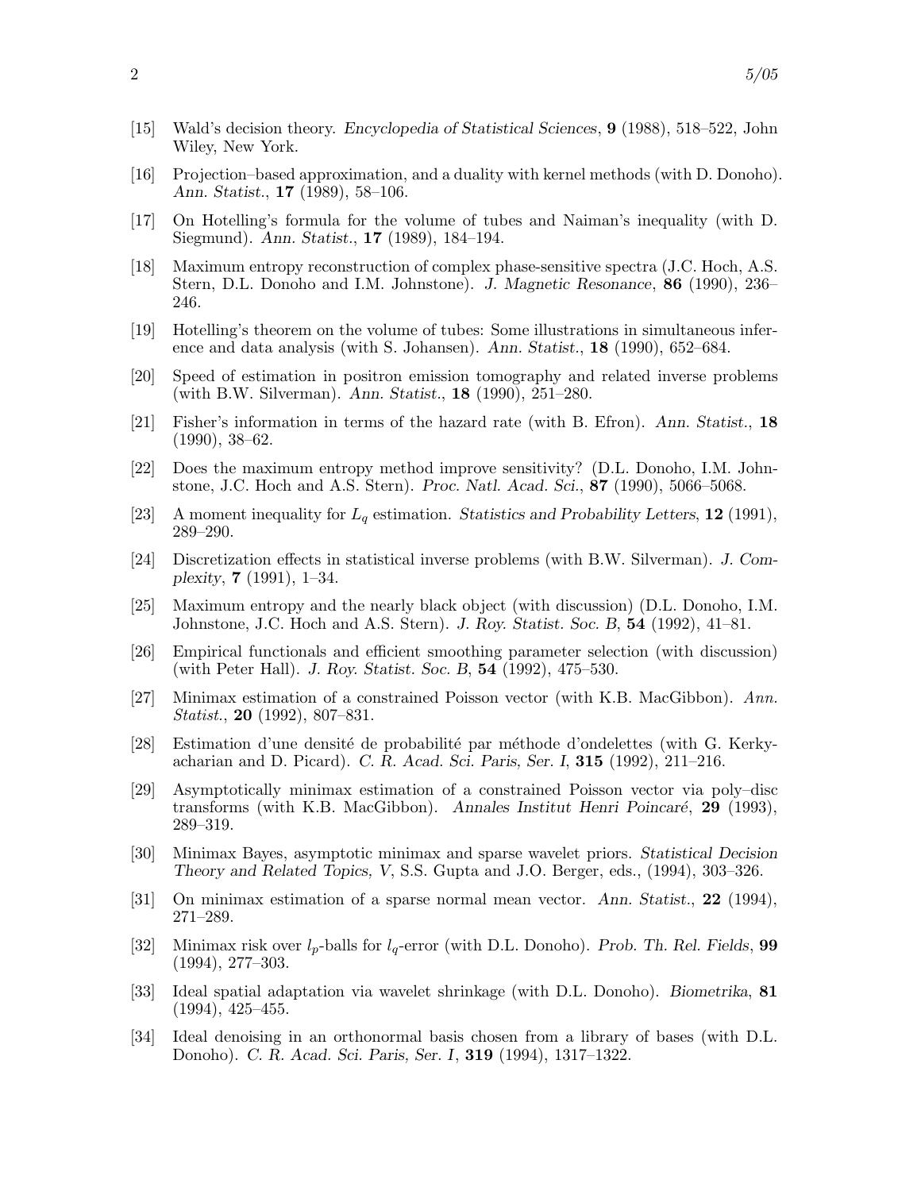[15] Wald's decision theory. *Encyclopedia of Statistical Sciences*, **9** (1988), 518–522, John Wiley, New York.

[16] Projection–based approximation, and a duality with kernel methods (with D. Donoho). *Ann. Statist.*, **17** (1989), 58–106.

[17] On Hotelling's formula for the volume of tubes and Naiman's inequality (with D. Siegmund). *Ann. Statist.*, **17** (1989), 184–194.

[18] Maximum entropy reconstruction of complex phase-sensitive spectra (J.C. Hoch, A.S. Stern, D.L. Donoho and I.M. Johnstone). *J. Magnetic Resonance*, **86** (1990), 236–246.

[19] Hotelling's theorem on the volume of tubes: Some illustrations in simultaneous inference and data analysis (with S. Johansen). *Ann. Statist.*, **18** (1990), 652–684.

[20] Speed of estimation in positron emission tomography and related inverse problems (with B.W. Silverman). *Ann. Statist.*, **18** (1990), 251–280.

[21] Fisher's information in terms of the hazard rate (with B. Efron). *Ann. Statist.*, **18** (1990), 38–62.

[22] Does the maximum entropy method improve sensitivity? (D.L. Donoho, I.M. Johnstone, J.C. Hoch and A.S. Stern). *Proc. Natl. Acad. Sci.*, **87** (1990), 5066–5068.

[23] A moment inequality for $L_q$ estimation. *Statistics and Probability Letters*, **12** (1991), 289–290.

[24] Discretization effects in statistical inverse problems (with B.W. Silverman). *J. Complexity*, **7** (1991), 1–34.

[25] Maximum entropy and the nearly black object (with discussion) (D.L. Donoho, I.M. Johnstone, J.C. Hoch and A.S. Stern). *J. Roy. Statist. Soc. B*, **54** (1992), 41–81.

[26] Empirical functionals and efficient smoothing parameter selection (with discussion) (with Peter Hall). *J. Roy. Statist. Soc. B*, **54** (1992), 475–530.

[27] Minimax estimation of a constrained Poisson vector (with K.B. MacGibbon). *Ann. Statist.*, **20** (1992), 807–831.

[28] Estimation d'une densité de probabilité par méthode d'ondelettes (with G. Kerkyacharian and D. Picard). *C. R. Acad. Sci. Paris, Ser. I*, **315** (1992), 211–216.

[29] Asymptotically minimax estimation of a constrained Poisson vector via poly–disc transforms (with K.B. MacGibbon). *Annales Institut Henri Poincaré*, **29** (1993), 289–319.

[30] Minimax Bayes, asymptotic minimax and sparse wavelet priors. *Statistical Decision Theory and Related Topics, V*, S.S. Gupta and J.O. Berger, eds., (1994), 303–326.

[31] On minimax estimation of a sparse normal mean vector. *Ann. Statist.*, **22** (1994), 271–289.

[32] Minimax risk over $l_p$-balls for $l_q$-error (with D.L. Donoho). *Prob. Th. Rel. Fields*, **99** (1994), 277–303.

[33] Ideal spatial adaptation via wavelet shrinkage (with D.L. Donoho). *Biometrika*, **81** (1994), 425–455.

[34] Ideal denoising in an orthonormal basis chosen from a library of bases (with D.L. Donoho). *C. R. Acad. Sci. Paris, Ser. I*, **319** (1994), 1317–1322.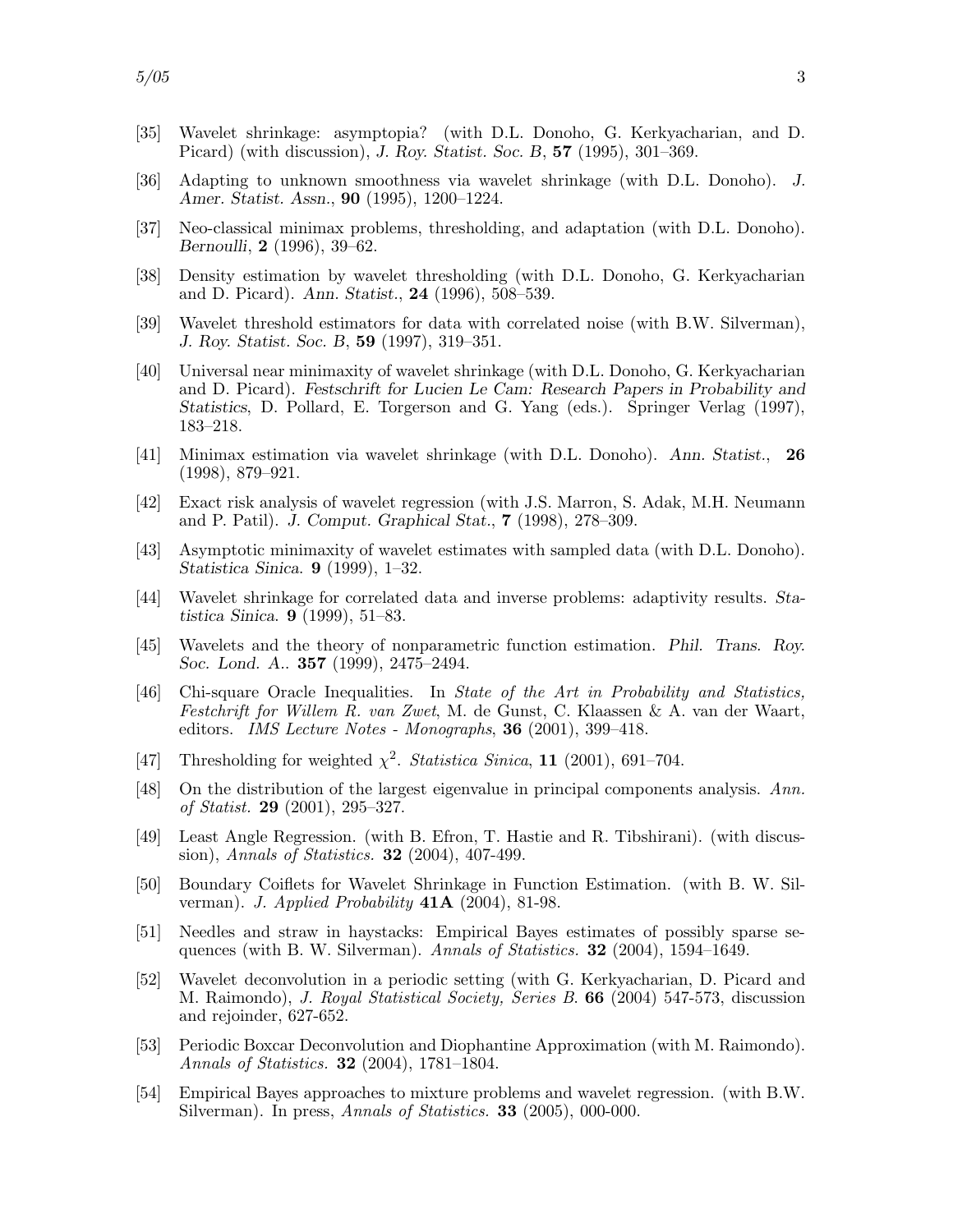[35] Wavelet shrinkage: asymptopia? (with D.L. Donoho, G. Kerkyacharian, and D. Picard) (with discussion), *J. Roy. Statist. Soc. B*, **57** (1995), 301–369.

[36] Adapting to unknown smoothness via wavelet shrinkage (with D.L. Donoho). *J. Amer. Statist. Assn.*, **90** (1995), 1200–1224.

[37] Neo-classical minimax problems, thresholding, and adaptation (with D.L. Donoho). *Bernoulli*, **2** (1996), 39–62.

[38] Density estimation by wavelet thresholding (with D.L. Donoho, G. Kerkyacharian and D. Picard). *Ann. Statist.*, **24** (1996), 508–539.

[39] Wavelet threshold estimators for data with correlated noise (with B.W. Silverman), *J. Roy. Statist. Soc. B*, **59** (1997), 319–351.

[40] Universal near minimaxity of wavelet shrinkage (with D.L. Donoho, G. Kerkyacharian and D. Picard). *Festschrift for Lucien Le Cam: Research Papers in Probability and Statistics*, D. Pollard, E. Torgerson and G. Yang (eds.). Springer Verlag (1997), 183–218.

[41] Minimax estimation via wavelet shrinkage (with D.L. Donoho). *Ann. Statist.*, **26** (1998), 879–921.

[42] Exact risk analysis of wavelet regression (with J.S. Marron, S. Adak, M.H. Neumann and P. Patil). *J. Comput. Graphical Stat.*, **7** (1998), 278–309.

[43] Asymptotic minimaxity of wavelet estimates with sampled data (with D.L. Donoho). *Statistica Sinica*. **9** (1999), 1–32.

[44] Wavelet shrinkage for correlated data and inverse problems: adaptivity results. *Statistica Sinica*. **9** (1999), 51–83.

[45] Wavelets and the theory of nonparametric function estimation. *Phil. Trans. Roy. Soc. Lond. A.*. **357** (1999), 2475–2494.

[46] Chi-square Oracle Inequalities. In *State of the Art in Probability and Statistics, Festchrift for Willem R. van Zwet*, M. de Gunst, C. Klaassen & A. van der Waart, editors. *IMS Lecture Notes - Monographs*, **36** (2001), 399–418.

[47] Thresholding for weighted $\chi^2$. *Statistica Sinica*, **11** (2001), 691–704.

[48] On the distribution of the largest eigenvalue in principal components analysis. *Ann. of Statist.* **29** (2001), 295–327.

[49] Least Angle Regression. (with B. Efron, T. Hastie and R. Tibshirani). (with discussion), *Annals of Statistics.* **32** (2004), 407-499.

[50] Boundary Coiflets for Wavelet Shrinkage in Function Estimation. (with B. W. Silverman). *J. Applied Probability* **41A** (2004), 81-98.

[51] Needles and straw in haystacks: Empirical Bayes estimates of possibly sparse sequences (with B. W. Silverman). *Annals of Statistics.* **32** (2004), 1594–1649.

[52] Wavelet deconvolution in a periodic setting (with G. Kerkyacharian, D. Picard and M. Raimondo), *J. Royal Statistical Society, Series B.* **66** (2004) 547-573, discussion and rejoinder, 627-652.

[53] Periodic Boxcar Deconvolution and Diophantine Approximation (with M. Raimondo). *Annals of Statistics.* **32** (2004), 1781–1804.

[54] Empirical Bayes approaches to mixture problems and wavelet regression. (with B.W. Silverman). In press, *Annals of Statistics.* **33** (2005), 000-000.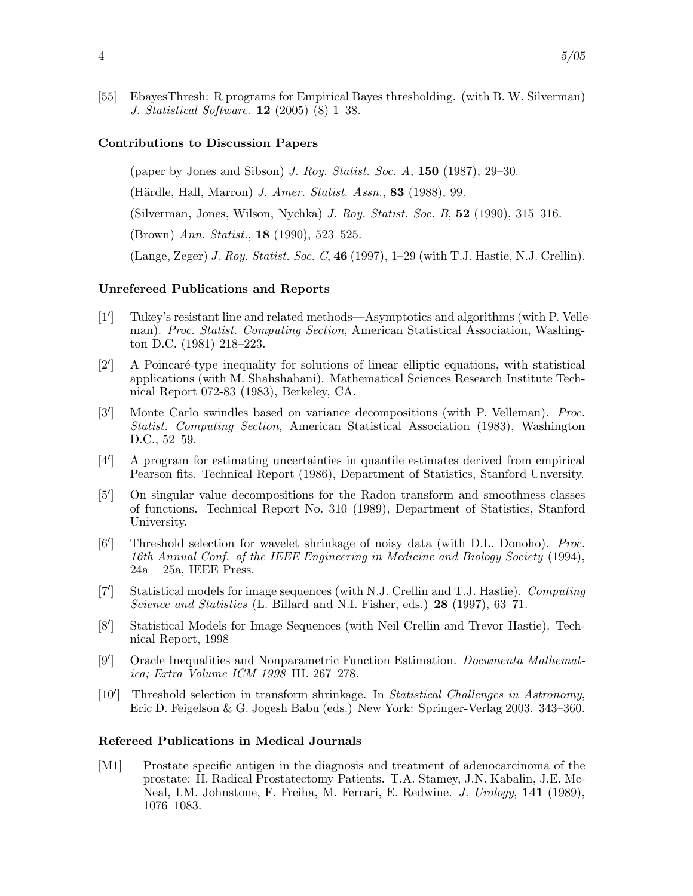[55] EbayesThresh: R programs for Empirical Bayes thresholding. (with B. W. Silverman) *J. Statistical Software.* **12** (2005) (8) 1–38.

### Contributions to Discussion Papers

(paper by Jones and Sibson) *J. Roy. Statist. Soc. A*, **150** (1987), 29–30.

(Härdle, Hall, Marron) *J. Amer. Statist. Assn.*, **83** (1988), 99.

(Silverman, Jones, Wilson, Nychka) *J. Roy. Statist. Soc. B*, **52** (1990), 315–316.

(Brown) *Ann. Statist.*, **18** (1990), 523–525.

(Lange, Zeger) *J. Roy. Statist. Soc. C*, **46** (1997), 1–29 (with T.J. Hastie, N.J. Crellin).

### Unrefereed Publications and Reports

[1′] Tukey's resistant line and related methods—Asymptotics and algorithms (with P. Velleman). *Proc. Statist. Computing Section*, American Statistical Association, Washington D.C. (1981) 218–223.

[2′] A Poincaré-type inequality for solutions of linear elliptic equations, with statistical applications (with M. Shahshahani). Mathematical Sciences Research Institute Technical Report 072-83 (1983), Berkeley, CA.

[3′] Monte Carlo swindles based on variance decompositions (with P. Velleman). *Proc. Statist. Computing Section*, American Statistical Association (1983), Washington D.C., 52–59.

[4′] A program for estimating uncertainties in quantile estimates derived from empirical Pearson fits. Technical Report (1986), Department of Statistics, Stanford Unversity.

[5′] On singular value decompositions for the Radon transform and smoothness classes of functions. Technical Report No. 310 (1989), Department of Statistics, Stanford University.

[6′] Threshold selection for wavelet shrinkage of noisy data (with D.L. Donoho). *Proc. 16th Annual Conf. of the IEEE Engineering in Medicine and Biology Society* (1994), 24a – 25a, IEEE Press.

[7′] Statistical models for image sequences (with N.J. Crellin and T.J. Hastie). *Computing Science and Statistics* (L. Billard and N.I. Fisher, eds.) **28** (1997), 63–71.

[8′] Statistical Models for Image Sequences (with Neil Crellin and Trevor Hastie). Technical Report, 1998

[9′] Oracle Inequalities and Nonparametric Function Estimation. *Documenta Mathematica; Extra Volume ICM 1998* III. 267–278.

[10′] Threshold selection in transform shrinkage. In *Statistical Challenges in Astronomy*, Eric D. Feigelson & G. Jogesh Babu (eds.) New York: Springer-Verlag 2003. 343–360.

### Refereed Publications in Medical Journals

[M1] Prostate specific antigen in the diagnosis and treatment of adenocarcinoma of the prostate: II. Radical Prostatectomy Patients. T.A. Stamey, J.N. Kabalin, J.E. McNeal, I.M. Johnstone, F. Freiha, M. Ferrari, E. Redwine. *J. Urology*, **141** (1989), 1076–1083.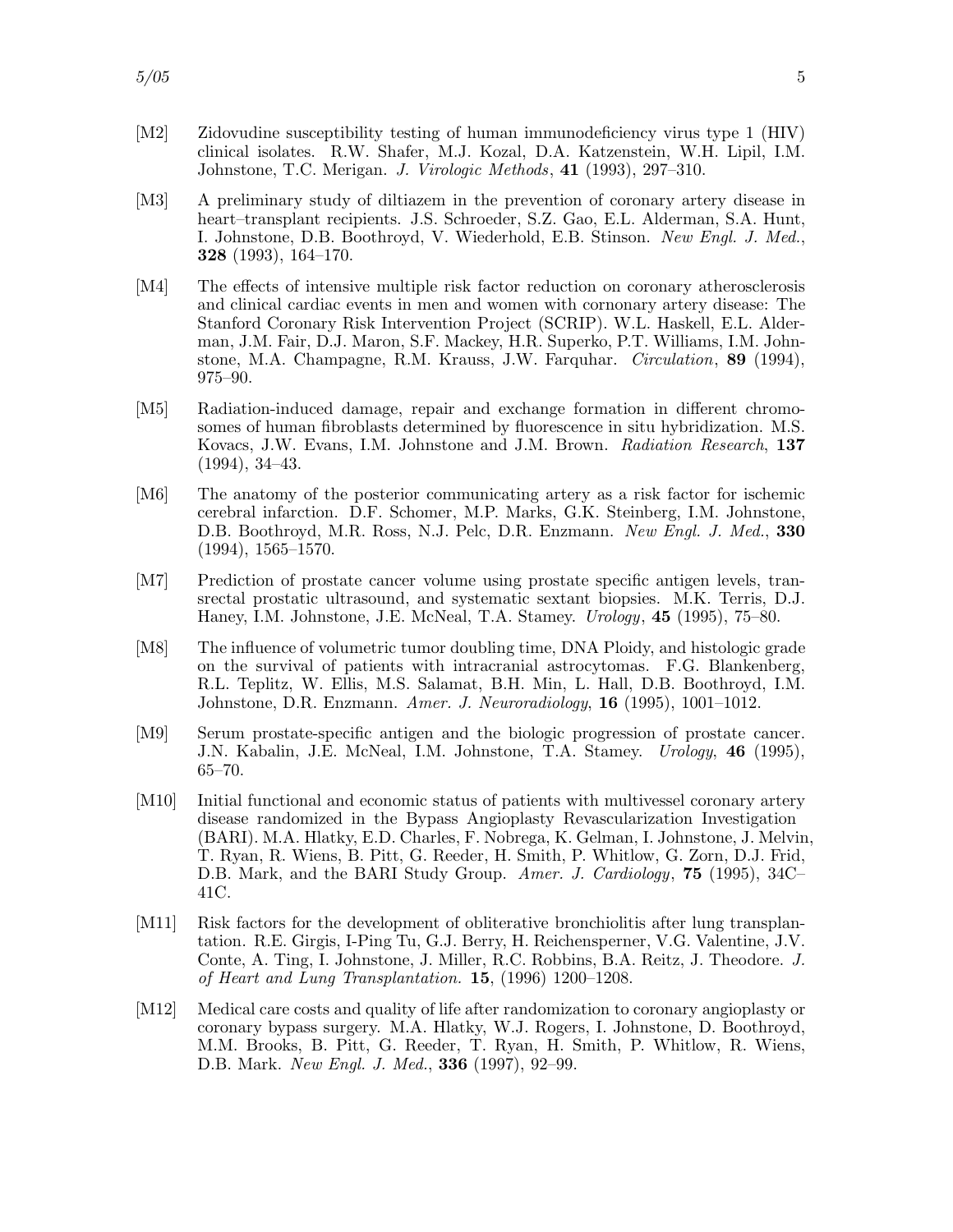[M2] Zidovudine susceptibility testing of human immunodeficiency virus type 1 (HIV) clinical isolates. R.W. Shafer, M.J. Kozal, D.A. Katzenstein, W.H. Lipil, I.M. Johnstone, T.C. Merigan. *J. Virologic Methods*, **41** (1993), 297–310.

[M3] A preliminary study of diltiazem in the prevention of coronary artery disease in heart–transplant recipients. J.S. Schroeder, S.Z. Gao, E.L. Alderman, S.A. Hunt, I. Johnstone, D.B. Boothroyd, V. Wiederhold, E.B. Stinson. *New Engl. J. Med.*, **328** (1993), 164–170.

[M4] The effects of intensive multiple risk factor reduction on coronary atherosclerosis and clinical cardiac events in men and women with cornonary artery disease: The Stanford Coronary Risk Intervention Project (SCRIP). W.L. Haskell, E.L. Alderman, J.M. Fair, D.J. Maron, S.F. Mackey, H.R. Superko, P.T. Williams, I.M. Johnstone, M.A. Champagne, R.M. Krauss, J.W. Farquhar. *Circulation*, **89** (1994), 975–90.

[M5] Radiation-induced damage, repair and exchange formation in different chromosomes of human fibroblasts determined by fluorescence in situ hybridization. M.S. Kovacs, J.W. Evans, I.M. Johnstone and J.M. Brown. *Radiation Research*, **137** (1994), 34–43.

[M6] The anatomy of the posterior communicating artery as a risk factor for ischemic cerebral infarction. D.F. Schomer, M.P. Marks, G.K. Steinberg, I.M. Johnstone, D.B. Boothroyd, M.R. Ross, N.J. Pelc, D.R. Enzmann. *New Engl. J. Med.*, **330** (1994), 1565–1570.

[M7] Prediction of prostate cancer volume using prostate specific antigen levels, transrectal prostatic ultrasound, and systematic sextant biopsies. M.K. Terris, D.J. Haney, I.M. Johnstone, J.E. McNeal, T.A. Stamey. *Urology*, **45** (1995), 75–80.

[M8] The influence of volumetric tumor doubling time, DNA Ploidy, and histologic grade on the survival of patients with intracranial astrocytomas. F.G. Blankenberg, R.L. Teplitz, W. Ellis, M.S. Salamat, B.H. Min, L. Hall, D.B. Boothroyd, I.M. Johnstone, D.R. Enzmann. *Amer. J. Neuroradiology*, **16** (1995), 1001–1012.

[M9] Serum prostate-specific antigen and the biologic progression of prostate cancer. J.N. Kabalin, J.E. McNeal, I.M. Johnstone, T.A. Stamey. *Urology*, **46** (1995), 65–70.

[M10] Initial functional and economic status of patients with multivessel coronary artery disease randomized in the Bypass Angioplasty Revascularization Investigation (BARI). M.A. Hlatky, E.D. Charles, F. Nobrega, K. Gelman, I. Johnstone, J. Melvin, T. Ryan, R. Wiens, B. Pitt, G. Reeder, H. Smith, P. Whitlow, G. Zorn, D.J. Frid, D.B. Mark, and the BARI Study Group. *Amer. J. Cardiology*, **75** (1995), 34C–41C.

[M11] Risk factors for the development of obliterative bronchiolitis after lung transplantation. R.E. Girgis, I-Ping Tu, G.J. Berry, H. Reichensperner, V.G. Valentine, J.V. Conte, A. Ting, I. Johnstone, J. Miller, R.C. Robbins, B.A. Reitz, J. Theodore. *J. of Heart and Lung Transplantation.* **15**, (1996) 1200–1208.

[M12] Medical care costs and quality of life after randomization to coronary angioplasty or coronary bypass surgery. M.A. Hlatky, W.J. Rogers, I. Johnstone, D. Boothroyd, M.M. Brooks, B. Pitt, G. Reeder, T. Ryan, H. Smith, P. Whitlow, R. Wiens, D.B. Mark. *New Engl. J. Med.*, **336** (1997), 92–99.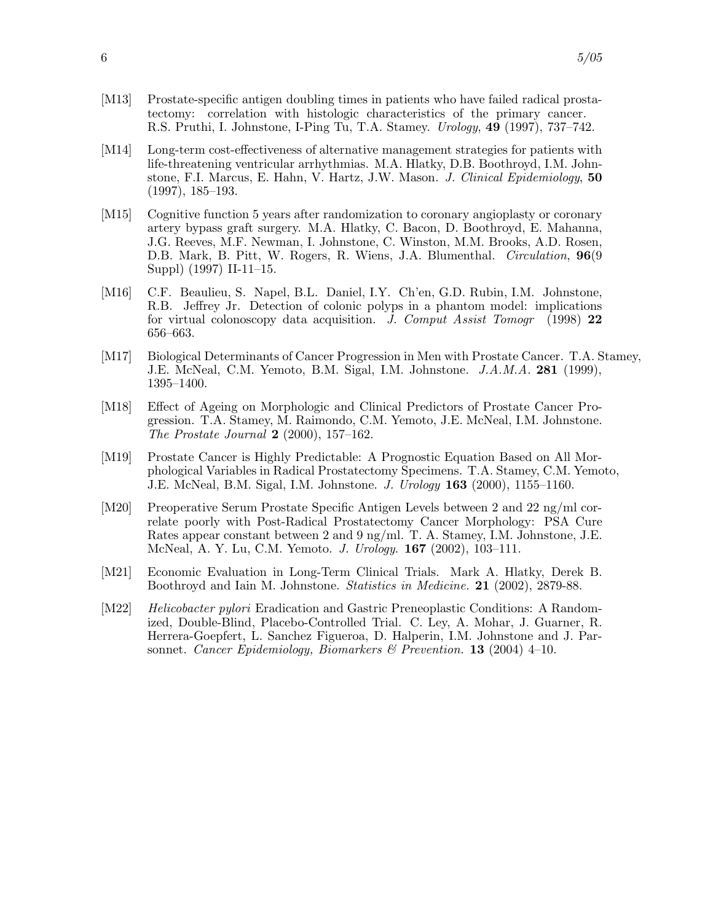[M13] Prostate-specific antigen doubling times in patients who have failed radical prostatectomy: correlation with histologic characteristics of the primary cancer. R.S. Pruthi, I. Johnstone, I-Ping Tu, T.A. Stamey. *Urology*, **49** (1997), 737–742.

[M14] Long-term cost-effectiveness of alternative management strategies for patients with life-threatening ventricular arrhythmias. M.A. Hlatky, D.B. Boothroyd, I.M. Johnstone, F.I. Marcus, E. Hahn, V. Hartz, J.W. Mason. *J. Clinical Epidemiology*, **50** (1997), 185–193.

[M15] Cognitive function 5 years after randomization to coronary angioplasty or coronary artery bypass graft surgery. M.A. Hlatky, C. Bacon, D. Boothroyd, E. Mahanna, J.G. Reeves, M.F. Newman, I. Johnstone, C. Winston, M.M. Brooks, A.D. Rosen, D.B. Mark, B. Pitt, W. Rogers, R. Wiens, J.A. Blumenthal. *Circulation*, **96**(9 Suppl) (1997) II-11–15.

[M16] C.F. Beaulieu, S. Napel, B.L. Daniel, I.Y. Ch'en, G.D. Rubin, I.M. Johnstone, R.B. Jeffrey Jr. Detection of colonic polyps in a phantom model: implications for virtual colonoscopy data acquisition. *J. Comput Assist Tomogr* (1998) **22** 656–663.

[M17] Biological Determinants of Cancer Progression in Men with Prostate Cancer. T.A. Stamey, J.E. McNeal, C.M. Yemoto, B.M. Sigal, I.M. Johnstone. *J.A.M.A.* **281** (1999), 1395–1400.

[M18] Effect of Ageing on Morphologic and Clinical Predictors of Prostate Cancer Progression. T.A. Stamey, M. Raimondo, C.M. Yemoto, J.E. McNeal, I.M. Johnstone. *The Prostate Journal* **2** (2000), 157–162.

[M19] Prostate Cancer is Highly Predictable: A Prognostic Equation Based on All Morphological Variables in Radical Prostatectomy Specimens. T.A. Stamey, C.M. Yemoto, J.E. McNeal, B.M. Sigal, I.M. Johnstone. *J. Urology* **163** (2000), 1155–1160.

[M20] Preoperative Serum Prostate Specific Antigen Levels between 2 and 22 ng/ml correlate poorly with Post-Radical Prostatectomy Cancer Morphology: PSA Cure Rates appear constant between 2 and 9 ng/ml. T. A. Stamey, I.M. Johnstone, J.E. McNeal, A. Y. Lu, C.M. Yemoto. *J. Urology.* **167** (2002), 103–111.

[M21] Economic Evaluation in Long-Term Clinical Trials. Mark A. Hlatky, Derek B. Boothroyd and Iain M. Johnstone. *Statistics in Medicine.* **21** (2002), 2879-88.

[M22] *Helicobacter pylori* Eradication and Gastric Preneoplastic Conditions: A Randomized, Double-Blind, Placebo-Controlled Trial. C. Ley, A. Mohar, J. Guarner, R. Herrera-Goepfert, L. Sanchez Figueroa, D. Halperin, I.M. Johnstone and J. Parsonnet. *Cancer Epidemiology, Biomarkers & Prevention.* **13** (2004) 4–10.